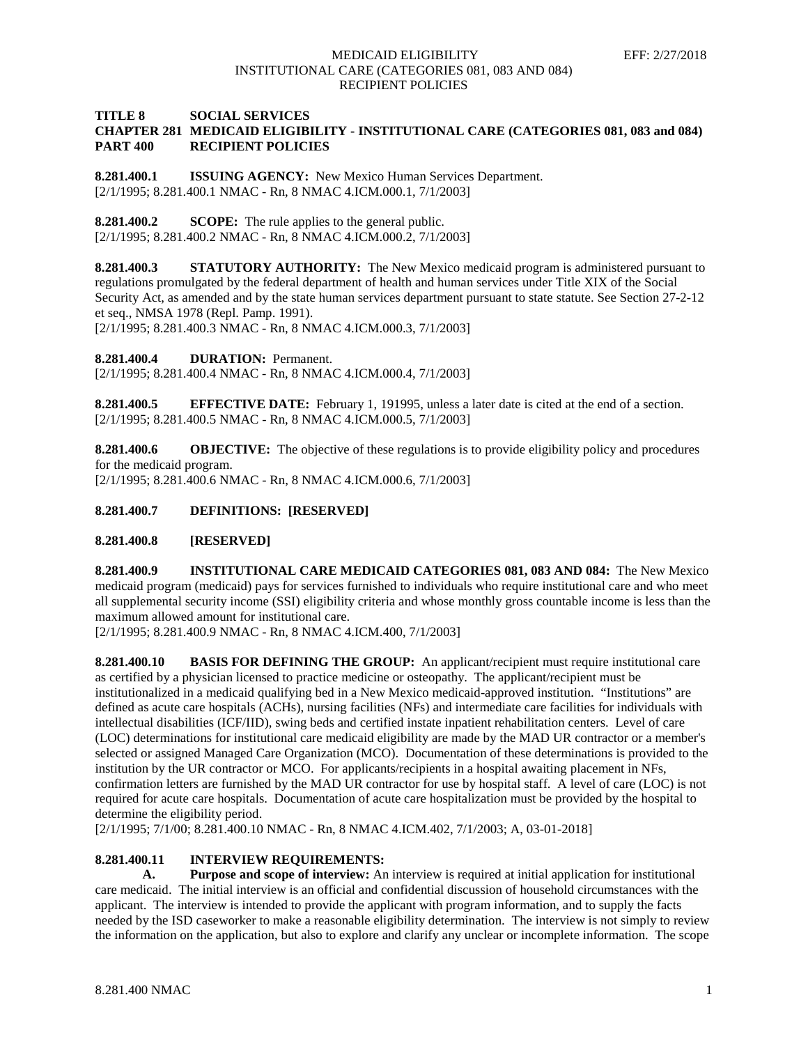# TITLE 8 SOCIAL SERVICES
## CHAPTER 281 MEDICAID ELIGIBILITY - INSTITUTIONAL CARE (CATEGORIES 081, 083 and 084)
## PART 400 RECIPIENT POLICIES

**8.281.400.1 ISSUING AGENCY:** New Mexico Human Services Department.
[2/1/1995; 8.281.400.1 NMAC - Rn, 8 NMAC 4.ICM.000.1, 7/1/2003]

**8.281.400.2 SCOPE:** The rule applies to the general public.
[2/1/1995; 8.281.400.2 NMAC - Rn, 8 NMAC 4.ICM.000.2, 7/1/2003]

**8.281.400.3 STATUTORY AUTHORITY:** The New Mexico medicaid program is administered pursuant to regulations promulgated by the federal department of health and human services under Title XIX of the Social Security Act, as amended and by the state human services department pursuant to state statute. See Section 27-2-12 et seq., NMSA 1978 (Repl. Pamp. 1991).
[2/1/1995; 8.281.400.3 NMAC - Rn, 8 NMAC 4.ICM.000.3, 7/1/2003]

**8.281.400.4 DURATION:** Permanent.
[2/1/1995; 8.281.400.4 NMAC - Rn, 8 NMAC 4.ICM.000.4, 7/1/2003]

**8.281.400.5 EFFECTIVE DATE:** February 1, 191995, unless a later date is cited at the end of a section.
[2/1/1995; 8.281.400.5 NMAC - Rn, 8 NMAC 4.ICM.000.5, 7/1/2003]

**8.281.400.6 OBJECTIVE:** The objective of these regulations is to provide eligibility policy and procedures for the medicaid program.
[2/1/1995; 8.281.400.6 NMAC - Rn, 8 NMAC 4.ICM.000.6, 7/1/2003]

**8.281.400.7 DEFINITIONS: [RESERVED]**

**8.281.400.8 [RESERVED]**

**8.281.400.9 INSTITUTIONAL CARE MEDICAID CATEGORIES 081, 083 AND 084:** The New Mexico medicaid program (medicaid) pays for services furnished to individuals who require institutional care and who meet all supplemental security income (SSI) eligibility criteria and whose monthly gross countable income is less than the maximum allowed amount for institutional care.
[2/1/1995; 8.281.400.9 NMAC - Rn, 8 NMAC 4.ICM.400, 7/1/2003]

**8.281.400.10 BASIS FOR DEFINING THE GROUP:** An applicant/recipient must require institutional care as certified by a physician licensed to practice medicine or osteopathy. The applicant/recipient must be institutionalized in a medicaid qualifying bed in a New Mexico medicaid-approved institution. "Institutions" are defined as acute care hospitals (ACHs), nursing facilities (NFs) and intermediate care facilities for individuals with intellectual disabilities (ICF/IID), swing beds and certified instate inpatient rehabilitation centers. Level of care (LOC) determinations for institutional care medicaid eligibility are made by the MAD UR contractor or a member's selected or assigned Managed Care Organization (MCO). Documentation of these determinations is provided to the institution by the UR contractor or MCO. For applicants/recipients in a hospital awaiting placement in NFs, confirmation letters are furnished by the MAD UR contractor for use by hospital staff. A level of care (LOC) is not required for acute care hospitals. Documentation of acute care hospitalization must be provided by the hospital to determine the eligibility period.
[2/1/1995; 7/1/00; 8.281.400.10 NMAC - Rn, 8 NMAC 4.ICM.402, 7/1/2003; A, 03-01-2018]

**8.281.400.11 INTERVIEW REQUIREMENTS:**

**A. Purpose and scope of interview:** An interview is required at initial application for institutional care medicaid. The initial interview is an official and confidential discussion of household circumstances with the applicant. The interview is intended to provide the applicant with program information, and to supply the facts needed by the ISD caseworker to make a reasonable eligibility determination. The interview is not simply to review the information on the application, but also to explore and clarify any unclear or incomplete information. The scope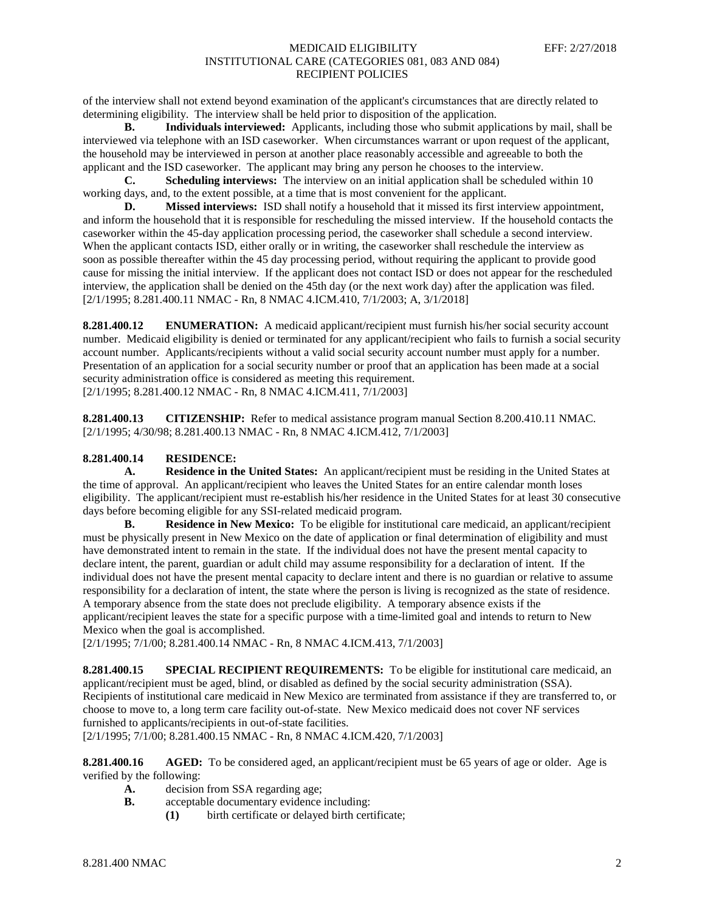of the interview shall not extend beyond examination of the applicant's circumstances that are directly related to determining eligibility. The interview shall be held prior to disposition of the application.

**B. Individuals interviewed:** Applicants, including those who submit applications by mail, shall be interviewed via telephone with an ISD caseworker. When circumstances warrant or upon request of the applicant, the household may be interviewed in person at another place reasonably accessible and agreeable to both the applicant and the ISD caseworker. The applicant may bring any person he chooses to the interview.

**C. Scheduling interviews:** The interview on an initial application shall be scheduled within 10 working days, and, to the extent possible, at a time that is most convenient for the applicant.

**D. Missed interviews:** ISD shall notify a household that it missed its first interview appointment, and inform the household that it is responsible for rescheduling the missed interview. If the household contacts the caseworker within the 45-day application processing period, the caseworker shall schedule a second interview. When the applicant contacts ISD, either orally or in writing, the caseworker shall reschedule the interview as soon as possible thereafter within the 45 day processing period, without requiring the applicant to provide good cause for missing the initial interview. If the applicant does not contact ISD or does not appear for the rescheduled interview, the application shall be denied on the 45th day (or the next work day) after the application was filed.
[2/1/1995; 8.281.400.11 NMAC - Rn, 8 NMAC 4.ICM.410, 7/1/2003; A, 3/1/2018]

**8.281.400.12 ENUMERATION:** A medicaid applicant/recipient must furnish his/her social security account number. Medicaid eligibility is denied or terminated for any applicant/recipient who fails to furnish a social security account number. Applicants/recipients without a valid social security account number must apply for a number. Presentation of an application for a social security number or proof that an application has been made at a social security administration office is considered as meeting this requirement.
[2/1/1995; 8.281.400.12 NMAC - Rn, 8 NMAC 4.ICM.411, 7/1/2003]

**8.281.400.13 CITIZENSHIP:** Refer to medical assistance program manual Section 8.200.410.11 NMAC.
[2/1/1995; 4/30/98; 8.281.400.13 NMAC - Rn, 8 NMAC 4.ICM.412, 7/1/2003]

**8.281.400.14 RESIDENCE:**

**A. Residence in the United States:** An applicant/recipient must be residing in the United States at the time of approval. An applicant/recipient who leaves the United States for an entire calendar month loses eligibility. The applicant/recipient must re-establish his/her residence in the United States for at least 30 consecutive days before becoming eligible for any SSI-related medicaid program.

**B. Residence in New Mexico:** To be eligible for institutional care medicaid, an applicant/recipient must be physically present in New Mexico on the date of application or final determination of eligibility and must have demonstrated intent to remain in the state. If the individual does not have the present mental capacity to declare intent, the parent, guardian or adult child may assume responsibility for a declaration of intent. If the individual does not have the present mental capacity to declare intent and there is no guardian or relative to assume responsibility for a declaration of intent, the state where the person is living is recognized as the state of residence. A temporary absence from the state does not preclude eligibility. A temporary absence exists if the applicant/recipient leaves the state for a specific purpose with a time-limited goal and intends to return to New Mexico when the goal is accomplished.
[2/1/1995; 7/1/00; 8.281.400.14 NMAC - Rn, 8 NMAC 4.ICM.413, 7/1/2003]

**8.281.400.15 SPECIAL RECIPIENT REQUIREMENTS:** To be eligible for institutional care medicaid, an applicant/recipient must be aged, blind, or disabled as defined by the social security administration (SSA). Recipients of institutional care medicaid in New Mexico are terminated from assistance if they are transferred to, or choose to move to, a long term care facility out-of-state. New Mexico medicaid does not cover NF services furnished to applicants/recipients in out-of-state facilities.
[2/1/1995; 7/1/00; 8.281.400.15 NMAC - Rn, 8 NMAC 4.ICM.420, 7/1/2003]

**8.281.400.16 AGED:** To be considered aged, an applicant/recipient must be 65 years of age or older. Age is verified by the following:

**A.** decision from SSA regarding age;

**B.** acceptable documentary evidence including:

**(1)** birth certificate or delayed birth certificate;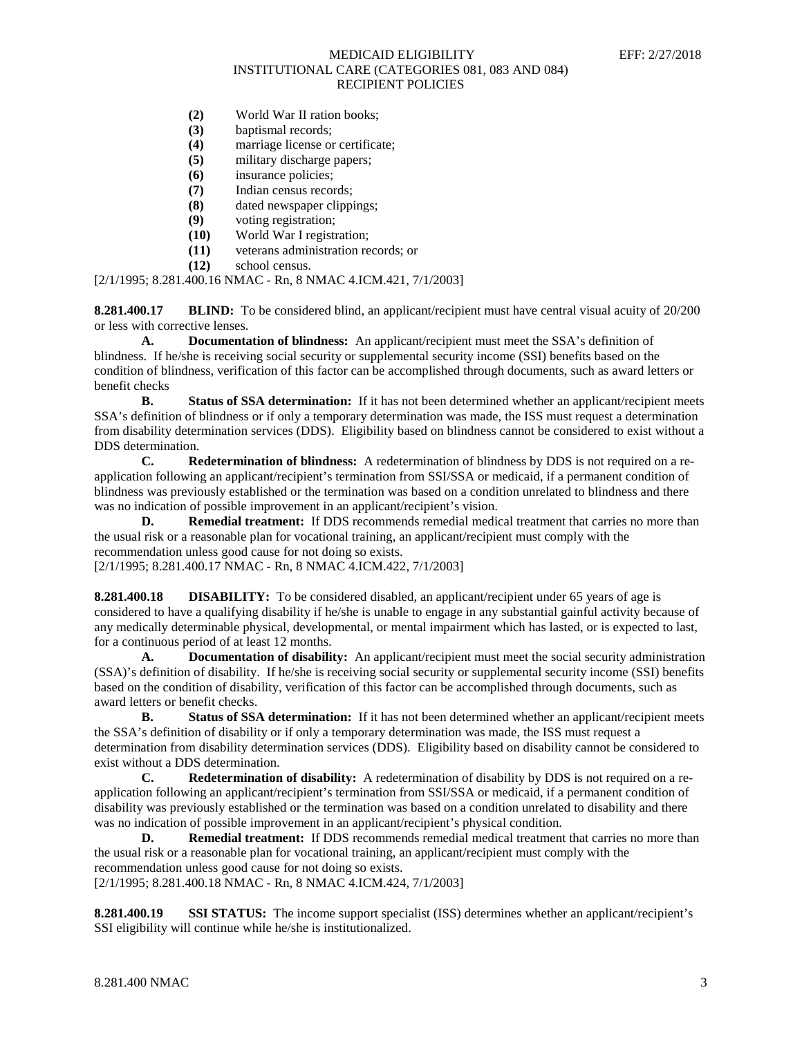**(2)** World War II ration books;
**(3)** baptismal records;
**(4)** marriage license or certificate;
**(5)** military discharge papers;
**(6)** insurance policies;
**(7)** Indian census records;
**(8)** dated newspaper clippings;
**(9)** voting registration;
**(10)** World War I registration;
**(11)** veterans administration records; or
**(12)** school census.

[2/1/1995; 8.281.400.16 NMAC - Rn, 8 NMAC 4.ICM.421, 7/1/2003]

**8.281.400.17 BLIND:** To be considered blind, an applicant/recipient must have central visual acuity of 20/200 or less with corrective lenses.

**A. Documentation of blindness:** An applicant/recipient must meet the SSA's definition of blindness. If he/she is receiving social security or supplemental security income (SSI) benefits based on the condition of blindness, verification of this factor can be accomplished through documents, such as award letters or benefit checks

**B. Status of SSA determination:** If it has not been determined whether an applicant/recipient meets SSA's definition of blindness or if only a temporary determination was made, the ISS must request a determination from disability determination services (DDS). Eligibility based on blindness cannot be considered to exist without a DDS determination.

**C. Redetermination of blindness:** A redetermination of blindness by DDS is not required on a re-application following an applicant/recipient's termination from SSI/SSA or medicaid, if a permanent condition of blindness was previously established or the termination was based on a condition unrelated to blindness and there was no indication of possible improvement in an applicant/recipient's vision.

**D. Remedial treatment:** If DDS recommends remedial medical treatment that carries no more than the usual risk or a reasonable plan for vocational training, an applicant/recipient must comply with the recommendation unless good cause for not doing so exists.

[2/1/1995; 8.281.400.17 NMAC - Rn, 8 NMAC 4.ICM.422, 7/1/2003]

**8.281.400.18 DISABILITY:** To be considered disabled, an applicant/recipient under 65 years of age is considered to have a qualifying disability if he/she is unable to engage in any substantial gainful activity because of any medically determinable physical, developmental, or mental impairment which has lasted, or is expected to last, for a continuous period of at least 12 months.

**A. Documentation of disability:** An applicant/recipient must meet the social security administration (SSA)'s definition of disability. If he/she is receiving social security or supplemental security income (SSI) benefits based on the condition of disability, verification of this factor can be accomplished through documents, such as award letters or benefit checks.

**B. Status of SSA determination:** If it has not been determined whether an applicant/recipient meets the SSA's definition of disability or if only a temporary determination was made, the ISS must request a determination from disability determination services (DDS). Eligibility based on disability cannot be considered to exist without a DDS determination.

**C. Redetermination of disability:** A redetermination of disability by DDS is not required on a re-application following an applicant/recipient's termination from SSI/SSA or medicaid, if a permanent condition of disability was previously established or the termination was based on a condition unrelated to disability and there was no indication of possible improvement in an applicant/recipient's physical condition.

**D. Remedial treatment:** If DDS recommends remedial medical treatment that carries no more than the usual risk or a reasonable plan for vocational training, an applicant/recipient must comply with the recommendation unless good cause for not doing so exists.

[2/1/1995; 8.281.400.18 NMAC - Rn, 8 NMAC 4.ICM.424, 7/1/2003]

**8.281.400.19 SSI STATUS:** The income support specialist (ISS) determines whether an applicant/recipient's SSI eligibility will continue while he/she is institutionalized.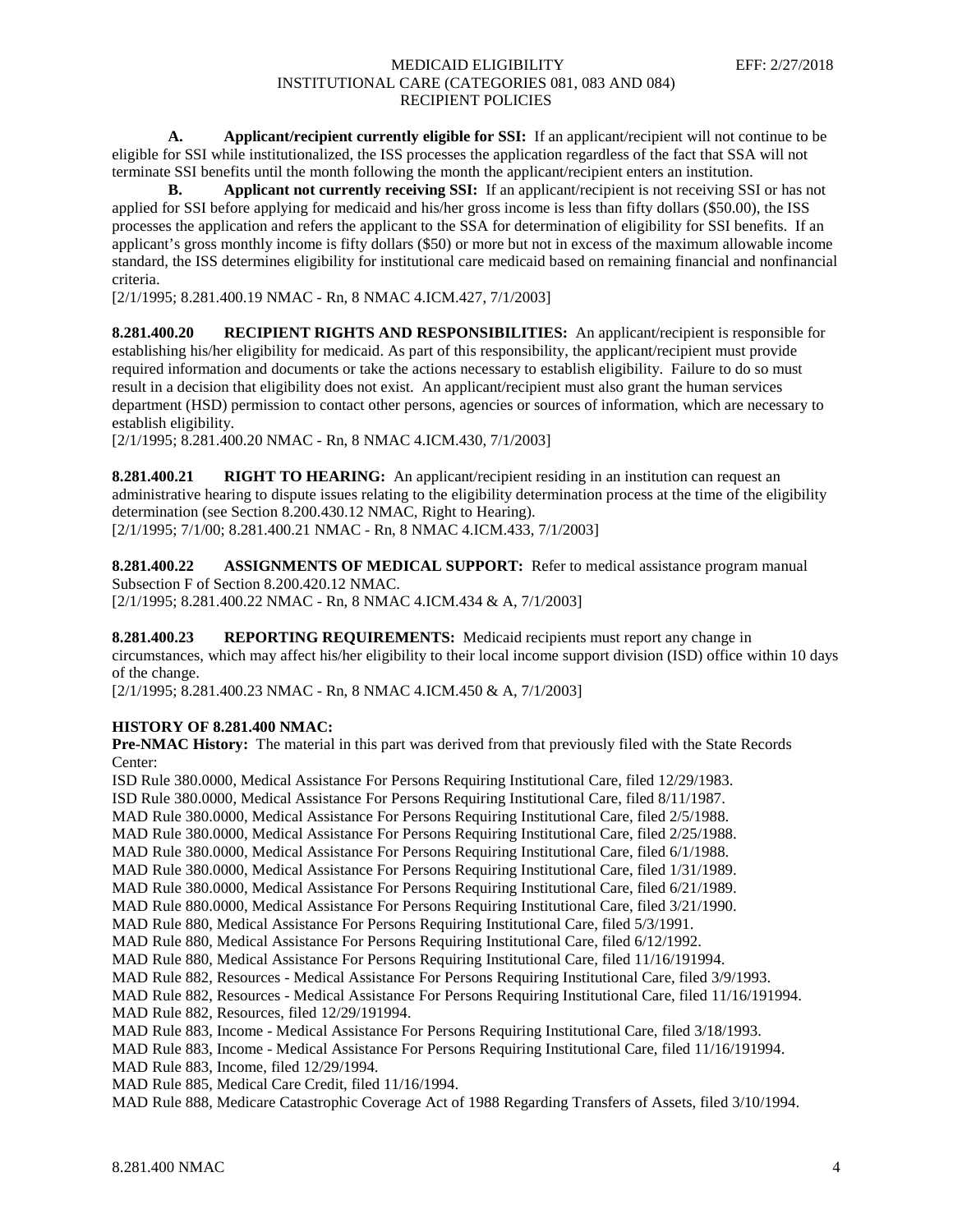**A. Applicant/recipient currently eligible for SSI:** If an applicant/recipient will not continue to be eligible for SSI while institutionalized, the ISS processes the application regardless of the fact that SSA will not terminate SSI benefits until the month following the month the applicant/recipient enters an institution.

**B. Applicant not currently receiving SSI:** If an applicant/recipient is not receiving SSI or has not applied for SSI before applying for medicaid and his/her gross income is less than fifty dollars ($50.00), the ISS processes the application and refers the applicant to the SSA for determination of eligibility for SSI benefits. If an applicant's gross monthly income is fifty dollars ($50) or more but not in excess of the maximum allowable income standard, the ISS determines eligibility for institutional care medicaid based on remaining financial and nonfinancial criteria.

[2/1/1995; 8.281.400.19 NMAC - Rn, 8 NMAC 4.ICM.427, 7/1/2003]

**8.281.400.20 RECIPIENT RIGHTS AND RESPONSIBILITIES:** An applicant/recipient is responsible for establishing his/her eligibility for medicaid. As part of this responsibility, the applicant/recipient must provide required information and documents or take the actions necessary to establish eligibility. Failure to do so must result in a decision that eligibility does not exist. An applicant/recipient must also grant the human services department (HSD) permission to contact other persons, agencies or sources of information, which are necessary to establish eligibility.

[2/1/1995; 8.281.400.20 NMAC - Rn, 8 NMAC 4.ICM.430, 7/1/2003]

**8.281.400.21 RIGHT TO HEARING:** An applicant/recipient residing in an institution can request an administrative hearing to dispute issues relating to the eligibility determination process at the time of the eligibility determination (see Section 8.200.430.12 NMAC, Right to Hearing).

[2/1/1995; 7/1/00; 8.281.400.21 NMAC - Rn, 8 NMAC 4.ICM.433, 7/1/2003]

**8.281.400.22 ASSIGNMENTS OF MEDICAL SUPPORT:** Refer to medical assistance program manual Subsection F of Section 8.200.420.12 NMAC.

[2/1/1995; 8.281.400.22 NMAC - Rn, 8 NMAC 4.ICM.434 & A, 7/1/2003]

**8.281.400.23 REPORTING REQUIREMENTS:** Medicaid recipients must report any change in circumstances, which may affect his/her eligibility to their local income support division (ISD) office within 10 days of the change.

[2/1/1995; 8.281.400.23 NMAC - Rn, 8 NMAC 4.ICM.450 & A, 7/1/2003]

**HISTORY OF 8.281.400 NMAC:**

**Pre-NMAC History:** The material in this part was derived from that previously filed with the State Records Center:

ISD Rule 380.0000, Medical Assistance For Persons Requiring Institutional Care, filed 12/29/1983.
ISD Rule 380.0000, Medical Assistance For Persons Requiring Institutional Care, filed 8/11/1987.
MAD Rule 380.0000, Medical Assistance For Persons Requiring Institutional Care, filed 2/5/1988.
MAD Rule 380.0000, Medical Assistance For Persons Requiring Institutional Care, filed 2/25/1988.
MAD Rule 380.0000, Medical Assistance For Persons Requiring Institutional Care, filed 6/1/1988.
MAD Rule 380.0000, Medical Assistance For Persons Requiring Institutional Care, filed 1/31/1989.
MAD Rule 380.0000, Medical Assistance For Persons Requiring Institutional Care, filed 6/21/1989.
MAD Rule 880.0000, Medical Assistance For Persons Requiring Institutional Care, filed 3/21/1990.
MAD Rule 880, Medical Assistance For Persons Requiring Institutional Care, filed 5/3/1991.
MAD Rule 880, Medical Assistance For Persons Requiring Institutional Care, filed 6/12/1992.
MAD Rule 880, Medical Assistance For Persons Requiring Institutional Care, filed 11/16/191994.
MAD Rule 882, Resources - Medical Assistance For Persons Requiring Institutional Care, filed 3/9/1993.
MAD Rule 882, Resources - Medical Assistance For Persons Requiring Institutional Care, filed 11/16/191994.
MAD Rule 882, Resources, filed 12/29/191994.
MAD Rule 883, Income - Medical Assistance For Persons Requiring Institutional Care, filed 3/18/1993.
MAD Rule 883, Income - Medical Assistance For Persons Requiring Institutional Care, filed 11/16/191994.
MAD Rule 883, Income, filed 12/29/1994.
MAD Rule 885, Medical Care Credit, filed 11/16/1994.
MAD Rule 888, Medicare Catastrophic Coverage Act of 1988 Regarding Transfers of Assets, filed 3/10/1994.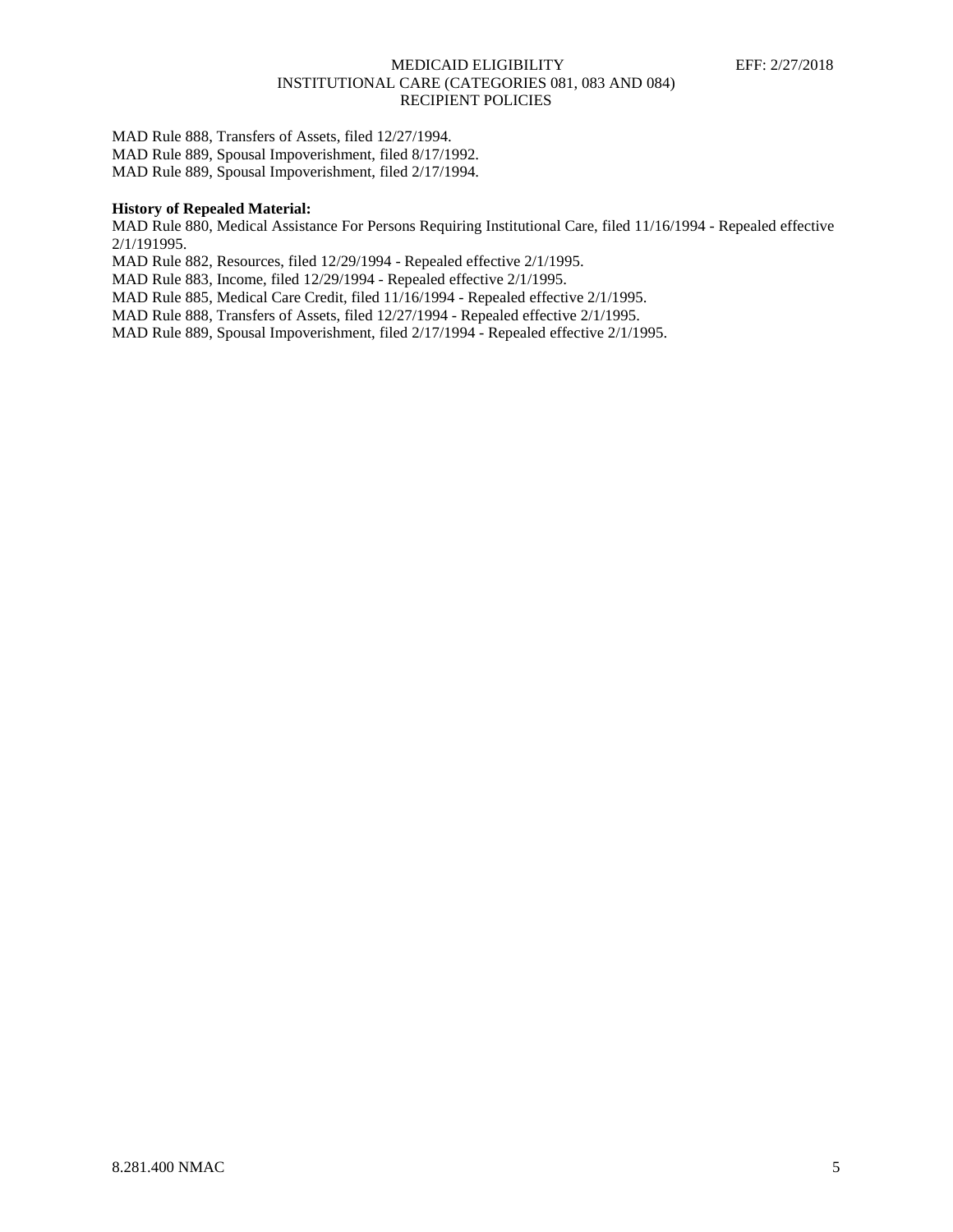MAD Rule 888, Transfers of Assets, filed 12/27/1994.
MAD Rule 889, Spousal Impoverishment, filed 8/17/1992.
MAD Rule 889, Spousal Impoverishment, filed 2/17/1994.

**History of Repealed Material:**
MAD Rule 880, Medical Assistance For Persons Requiring Institutional Care, filed 11/16/1994 - Repealed effective 2/1/191995.
MAD Rule 882, Resources, filed 12/29/1994 - Repealed effective 2/1/1995.
MAD Rule 883, Income, filed 12/29/1994 - Repealed effective 2/1/1995.
MAD Rule 885, Medical Care Credit, filed 11/16/1994 - Repealed effective 2/1/1995.
MAD Rule 888, Transfers of Assets, filed 12/27/1994 - Repealed effective 2/1/1995.
MAD Rule 889, Spousal Impoverishment, filed 2/17/1994 - Repealed effective 2/1/1995.